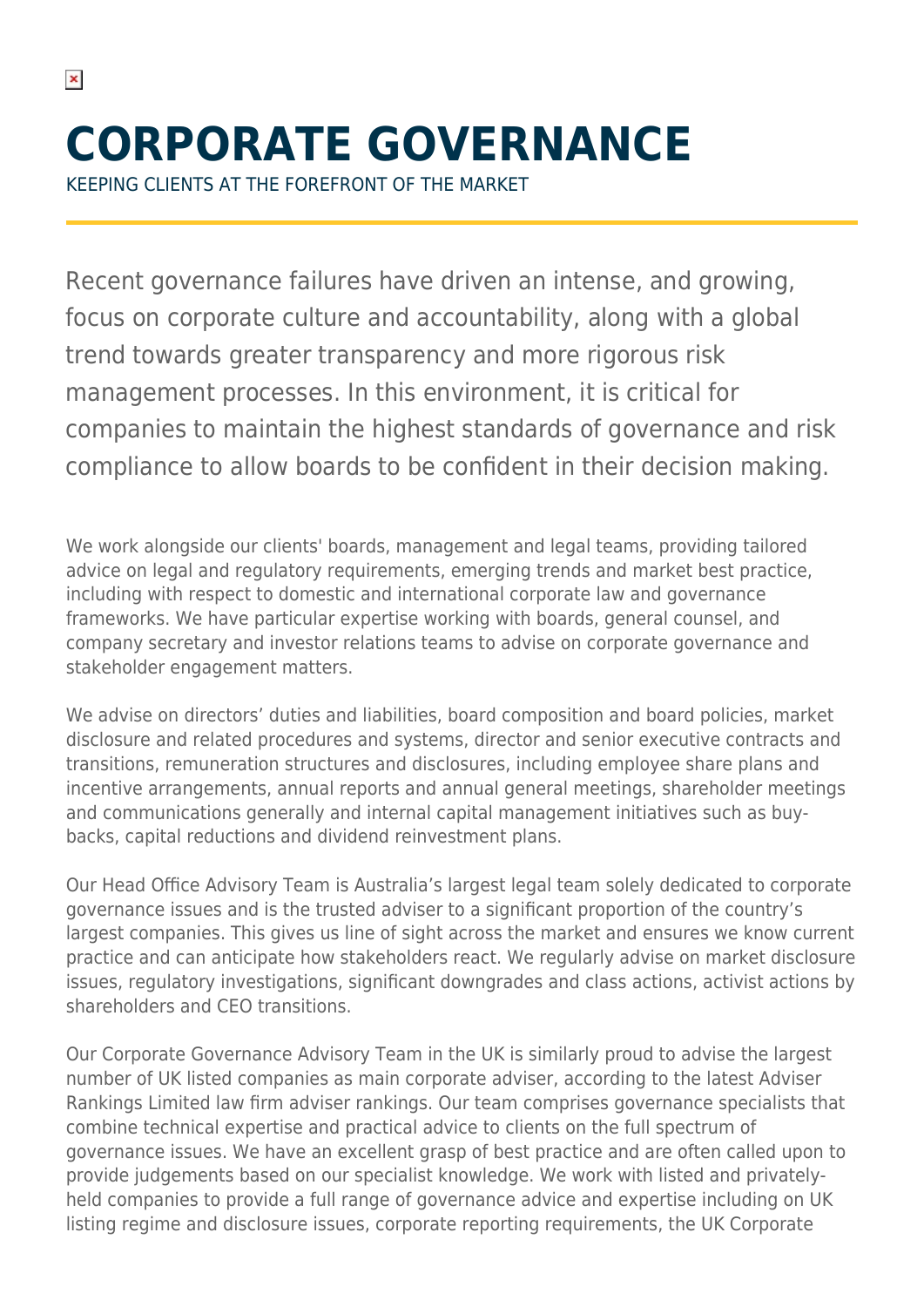# CORPORATE GOVERNANCE

KEEPING CLIENTS AT THE FOREFRONT OF THE MARKET

Recent governance failures have driven an intense, and growing, focus on corporate culture and accountability, along with a global trend towards greater transparency and more rigorous risk management processes. In this environment, it is critical for companies to maintain the highest standards of governance and risk compliance to allow boards to be confident in their decision making.

We work alongside our clients' boards, management and legal teams, providing tailored advice on legal and regulatory requirements, emerging trends and market best practice, including with respect to domestic and international corporate law and governance frameworks. We have particular expertise working with boards, general counsel, and company secretary and investor relations teams to advise on corporate governance and stakeholder engagement matters.

We advise on directors' duties and liabilities, board composition and board policies, market disclosure and related procedures and systems, director and senior executive contracts and transitions, remuneration structures and disclosures, including employee share plans and incentive arrangements, annual reports and annual general meetings, shareholder meetings and communications generally and internal capital management initiatives such as buy-backs, capital reductions and dividend reinvestment plans.

Our Head Office Advisory Team is Australia's largest legal team solely dedicated to corporate governance issues and is the trusted adviser to a significant proportion of the country's largest companies. This gives us line of sight across the market and ensures we know current practice and can anticipate how stakeholders react. We regularly advise on market disclosure issues, regulatory investigations, significant downgrades and class actions, activist actions by shareholders and CEO transitions.

Our Corporate Governance Advisory Team in the UK is similarly proud to advise the largest number of UK listed companies as main corporate adviser, according to the latest Adviser Rankings Limited law firm adviser rankings. Our team comprises governance specialists that combine technical expertise and practical advice to clients on the full spectrum of governance issues. We have an excellent grasp of best practice and are often called upon to provide judgements based on our specialist knowledge. We work with listed and privately-held companies to provide a full range of governance advice and expertise including on UK listing regime and disclosure issues, corporate reporting requirements, the UK Corporate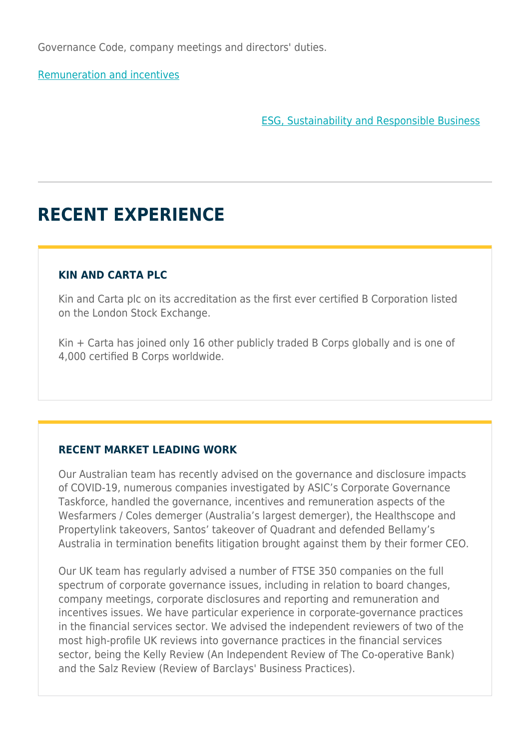Governance Code, company meetings and directors' duties.

Remuneration and incentives

ESG, Sustainability and Responsible Business

## RECENT EXPERIENCE

### KIN AND CARTA PLC

Kin and Carta plc on its accreditation as the first ever certified B Corporation listed on the London Stock Exchange.

Kin + Carta has joined only 16 other publicly traded B Corps globally and is one of 4,000 certified B Corps worldwide.

### RECENT MARKET LEADING WORK

Our Australian team has recently advised on the governance and disclosure impacts of COVID-19, numerous companies investigated by ASIC's Corporate Governance Taskforce, handled the governance, incentives and remuneration aspects of the Wesfarmers / Coles demerger (Australia's largest demerger), the Healthscope and Propertylink takeovers, Santos' takeover of Quadrant and defended Bellamy's Australia in termination benefits litigation brought against them by their former CEO.

Our UK team has regularly advised a number of FTSE 350 companies on the full spectrum of corporate governance issues, including in relation to board changes, company meetings, corporate disclosures and reporting and remuneration and incentives issues. We have particular experience in corporate-governance practices in the financial services sector. We advised the independent reviewers of two of the most high-profile UK reviews into governance practices in the financial services sector, being the Kelly Review (An Independent Review of The Co-operative Bank) and the Salz Review (Review of Barclays' Business Practices).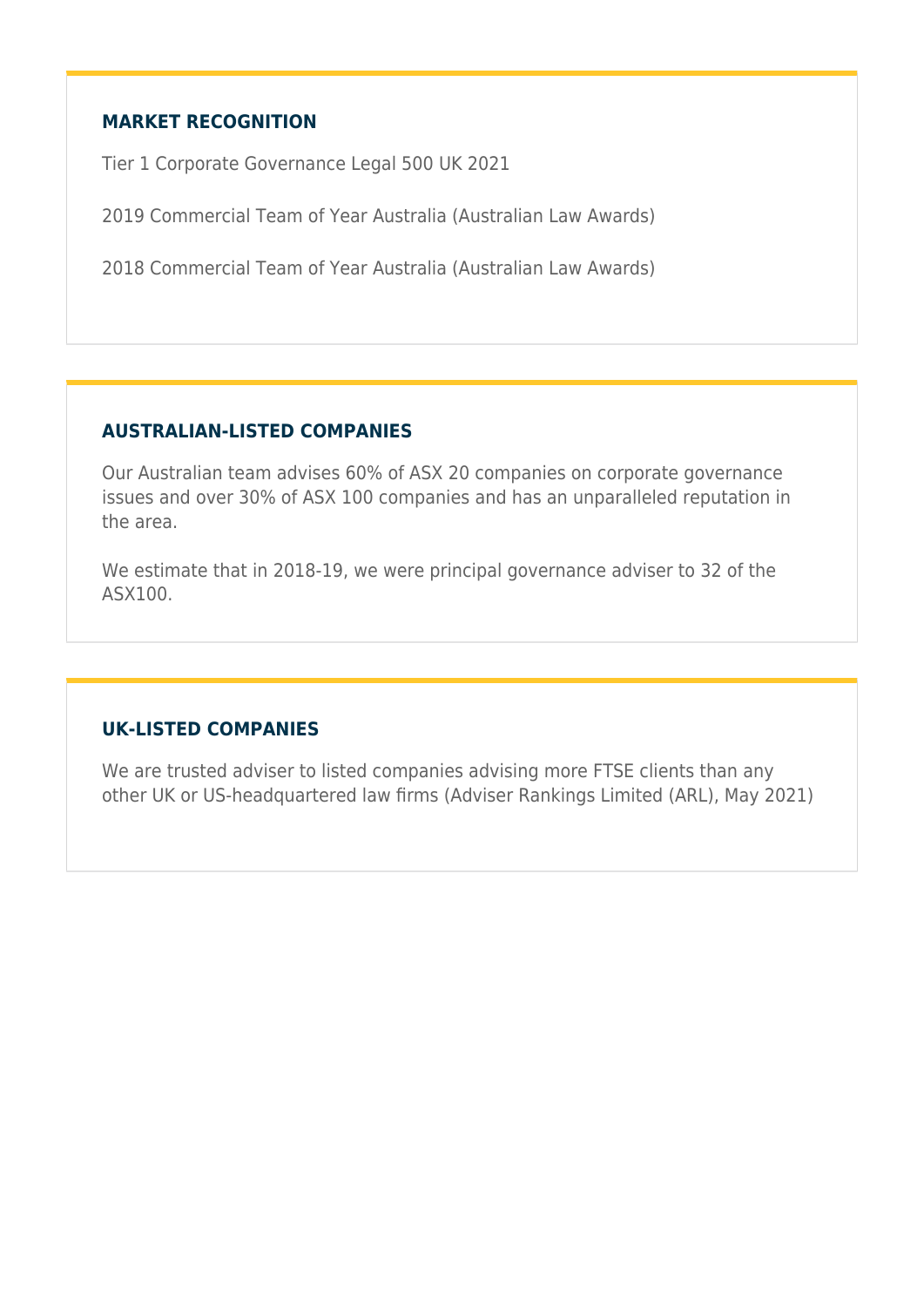## MARKET RECOGNITION

Tier 1 Corporate Governance Legal 500 UK 2021

2019 Commercial Team of Year Australia (Australian Law Awards)

2018 Commercial Team of Year Australia (Australian Law Awards)

## AUSTRALIAN-LISTED COMPANIES

Our Australian team advises 60% of ASX 20 companies on corporate governance issues and over 30% of ASX 100 companies and has an unparalleled reputation in the area.

We estimate that in 2018-19, we were principal governance adviser to 32 of the ASX100.

## UK-LISTED COMPANIES

We are trusted adviser to listed companies advising more FTSE clients than any other UK or US-headquartered law firms (Adviser Rankings Limited (ARL), May 2021)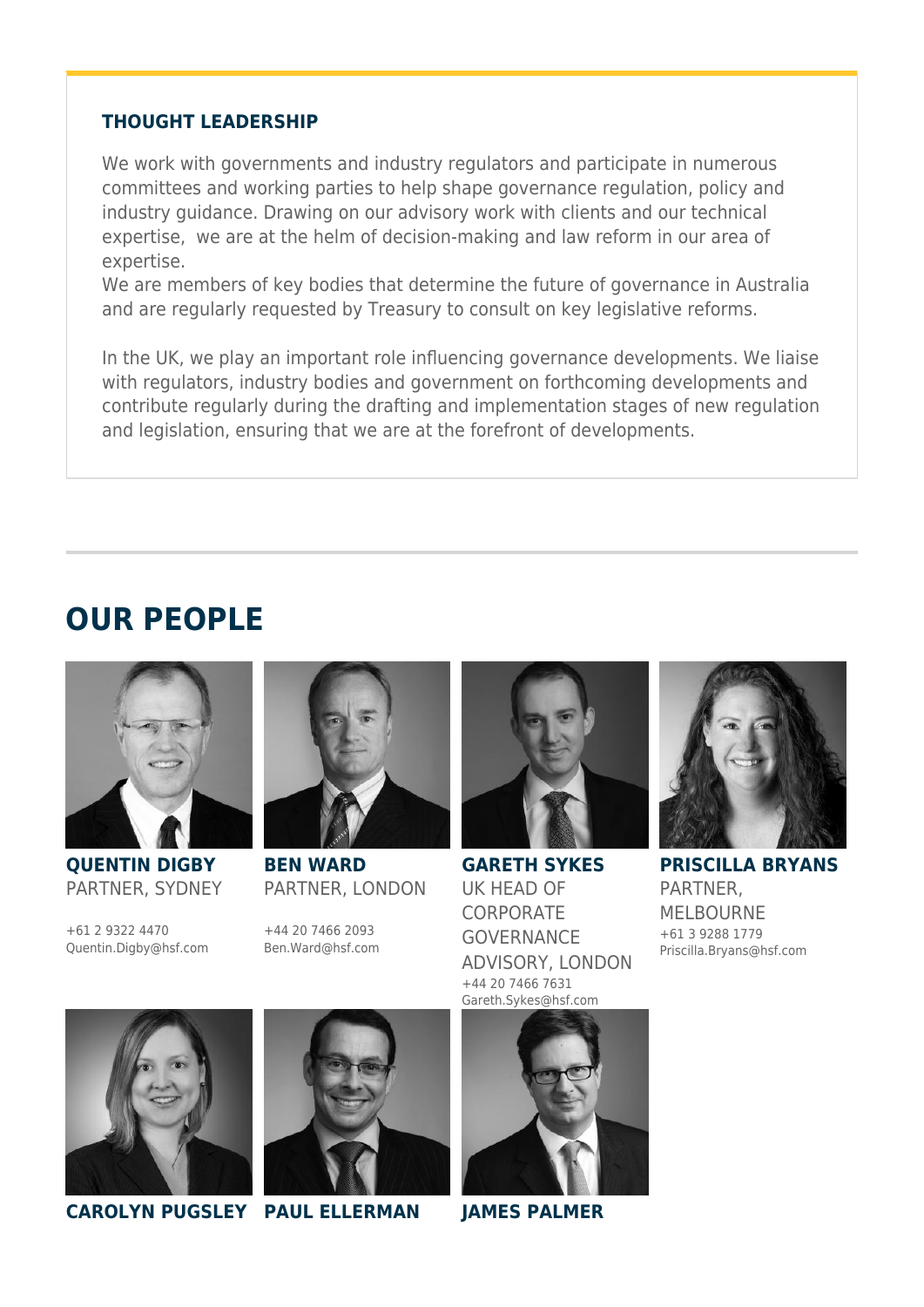### THOUGHT LEADERSHIP

We work with governments and industry regulators and participate in numerous committees and working parties to help shape governance regulation, policy and industry guidance. Drawing on our advisory work with clients and our technical expertise, we are at the helm of decision-making and law reform in our area of expertise.
We are members of key bodies that determine the future of governance in Australia and are regularly requested by Treasury to consult on key legislative reforms.

In the UK, we play an important role influencing governance developments. We liaise with regulators, industry bodies and government on forthcoming developments and contribute regularly during the drafting and implementation stages of new regulation and legislation, ensuring that we are at the forefront of developments.

## OUR PEOPLE

**QUENTIN DIGBY**
PARTNER, SYDNEY

+61 2 9322 4470
Quentin.Digby@hsf.com

**BEN WARD**
PARTNER, LONDON

+44 20 7466 2093
Ben.Ward@hsf.com

**GARETH SYKES**
UK HEAD OF CORPORATE GOVERNANCE ADVISORY, LONDON
+44 20 7466 7631
Gareth.Sykes@hsf.com

**PRISCILLA BRYANS**
PARTNER, MELBOURNE
+61 3 9288 1779
Priscilla.Bryans@hsf.com

**CAROLYN PUGSLEY**

**PAUL ELLERMAN**

**JAMES PALMER**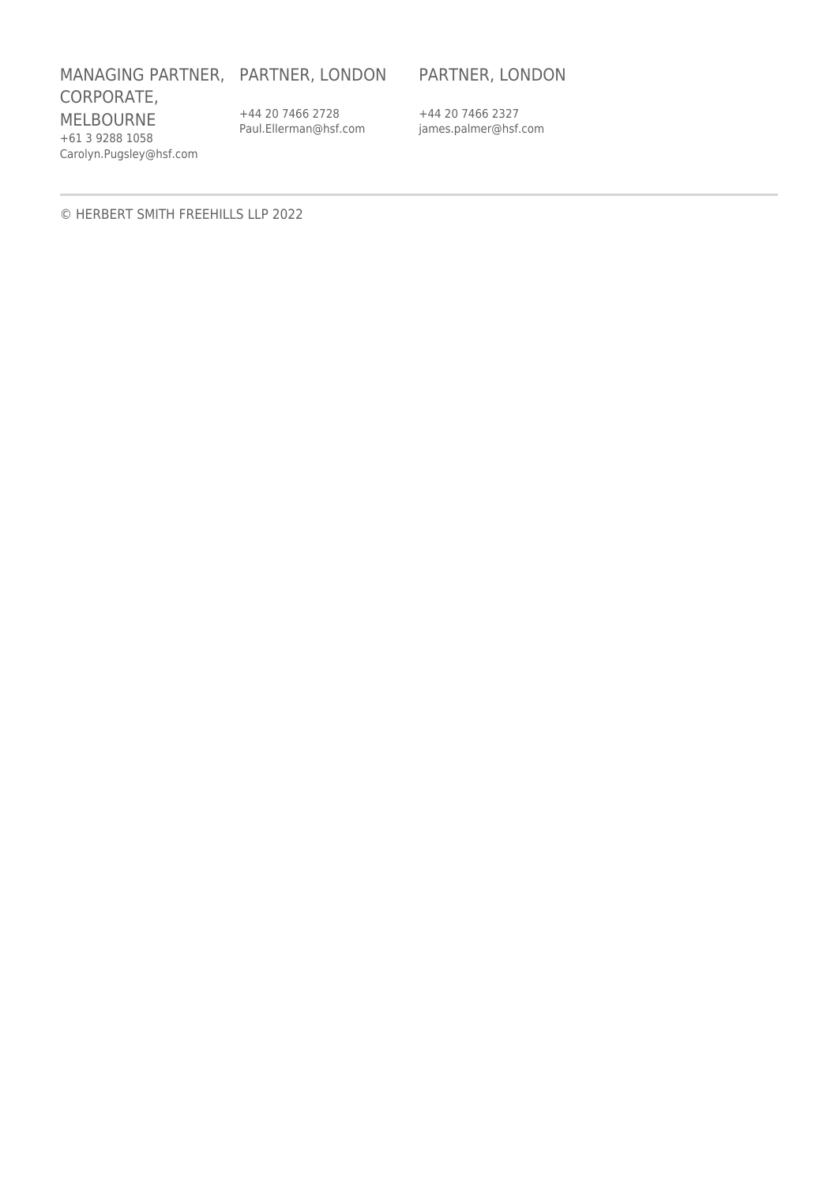MANAGING PARTNER, CORPORATE, MELBOURNE

+61 3 9288 1058
Carolyn.Pugsley@hsf.com

PARTNER, LONDON

+44 20 7466 2728
Paul.Ellerman@hsf.com

PARTNER, LONDON

+44 20 7466 2327
james.palmer@hsf.com

---

© HERBERT SMITH FREEHILLS LLP 2022